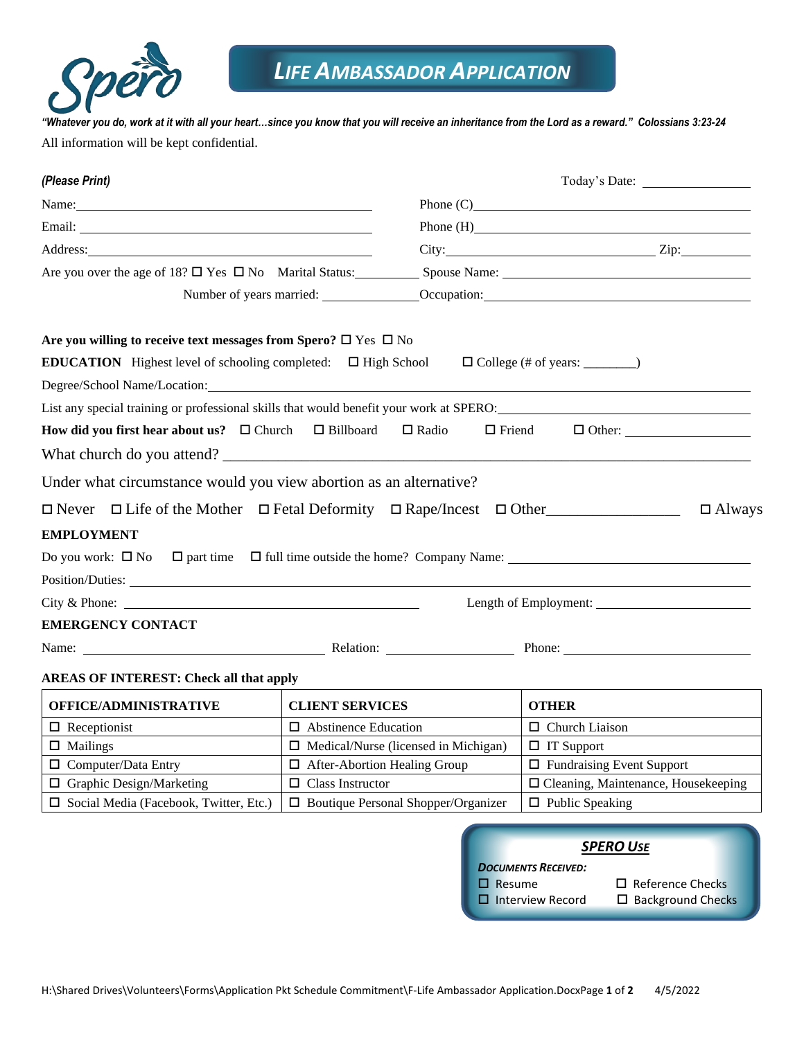Spero

# *LIFE AMBASSADOR APPLICATION*

***"Whatever you do, work at it with all your heart…since you know that you will receive an inheritance from the Lord as a reward." Colossians 3:23-24***

All information will be kept confidential.

***(Please Print)*** Today's Date: ________________

Name: ____________________________________________ Phone (C)____________________________________________

Email: ____________________________________________ Phone (H)____________________________________________

Address: __________________________________________ City: ______________________________ Zip: __________

Are you over the age of 18? ☐ Yes ☐ No Marital Status: __________ Spouse Name: ____________________________________

Number of years married: ______________ Occupation: ____________________________________________

**Are you willing to receive text messages from Spero?** ☐ Yes ☐ No

**EDUCATION** Highest level of schooling completed: ☐ High School ☐ College (# of years: ________)

Degree/School Name/Location: ____________________________________________________________________________

List any special training or professional skills that would benefit your work at SPERO: ______________________________

**How did you first hear about us?** ☐ Church ☐ Billboard ☐ Radio ☐ Friend ☐ Other: ___________________

What church do you attend? ______________________________________________________________________

Under what circumstance would you view abortion as an alternative?

☐ Never ☐ Life of the Mother ☐ Fetal Deformity ☐ Rape/Incest ☐ Other_________________ ☐ Always

**EMPLOYMENT**

Do you work: ☐ No ☐ part time ☐ full time outside the home? Company Name: ______________________________

Position/Duties: ____________________________________________________________________________________

City & Phone: ____________________________________________ Length of Employment: ________________________

**EMERGENCY CONTACT**

Name: ____________________________________ Relation: ____________________ Phone: ____________________________

**AREAS OF INTEREST: Check all that apply**

| OFFICE/ADMINISTRATIVE | CLIENT SERVICES | OTHER |
|---|---|---|
| ☐ Receptionist | ☐ Abstinence Education | ☐ Church Liaison |
| ☐ Mailings | ☐ Medical/Nurse (licensed in Michigan) | ☐ IT Support |
| ☐ Computer/Data Entry | ☐ After-Abortion Healing Group | ☐ Fundraising Event Support |
| ☐ Graphic Design/Marketing | ☐ Class Instructor | ☐ Cleaning, Maintenance, Housekeeping |
| ☐ Social Media (Facebook, Twitter, Etc.) | ☐ Boutique Personal Shopper/Organizer | ☐ Public Speaking |

***SPERO USE***

***DOCUMENTS RECEIVED:***

☐ Resume ☐ Reference Checks
☐ Interview Record ☐ Background Checks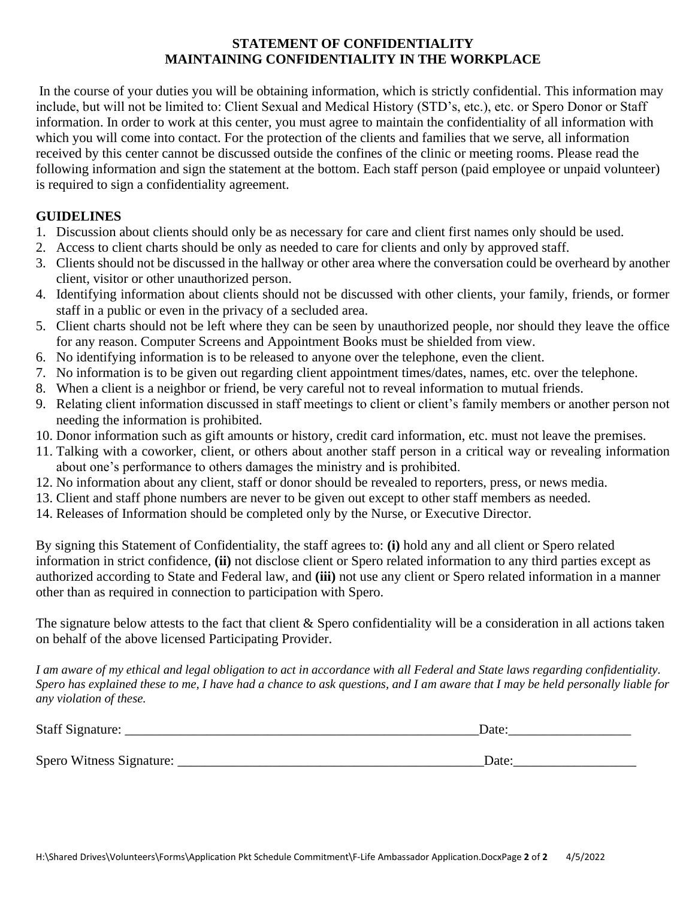# STATEMENT OF CONFIDENTIALITY
# MAINTAINING CONFIDENTIALITY IN THE WORKPLACE

In the course of your duties you will be obtaining information, which is strictly confidential. This information may include, but will not be limited to: Client Sexual and Medical History (STD's, etc.), etc. or Spero Donor or Staff information. In order to work at this center, you must agree to maintain the confidentiality of all information with which you will come into contact. For the protection of the clients and families that we serve, all information received by this center cannot be discussed outside the confines of the clinic or meeting rooms. Please read the following information and sign the statement at the bottom. Each staff person (paid employee or unpaid volunteer) is required to sign a confidentiality agreement.

## GUIDELINES

1. Discussion about clients should only be as necessary for care and client first names only should be used.
2. Access to client charts should be only as needed to care for clients and only by approved staff.
3. Clients should not be discussed in the hallway or other area where the conversation could be overheard by another client, visitor or other unauthorized person.
4. Identifying information about clients should not be discussed with other clients, your family, friends, or former staff in a public or even in the privacy of a secluded area.
5. Client charts should not be left where they can be seen by unauthorized people, nor should they leave the office for any reason. Computer Screens and Appointment Books must be shielded from view.
6. No identifying information is to be released to anyone over the telephone, even the client.
7. No information is to be given out regarding client appointment times/dates, names, etc. over the telephone.
8. When a client is a neighbor or friend, be very careful not to reveal information to mutual friends.
9. Relating client information discussed in staff meetings to client or client's family members or another person not needing the information is prohibited.
10. Donor information such as gift amounts or history, credit card information, etc. must not leave the premises.
11. Talking with a coworker, client, or others about another staff person in a critical way or revealing information about one's performance to others damages the ministry and is prohibited.
12. No information about any client, staff or donor should be revealed to reporters, press, or news media.
13. Client and staff phone numbers are never to be given out except to other staff members as needed.
14. Releases of Information should be completed only by the Nurse, or Executive Director.

By signing this Statement of Confidentiality, the staff agrees to: **(i)** hold any and all client or Spero related information in strict confidence, **(ii)** not disclose client or Spero related information to any third parties except as authorized according to State and Federal law, and **(iii)** not use any client or Spero related information in a manner other than as required in connection to participation with Spero.

The signature below attests to the fact that client & Spero confidentiality will be a consideration in all actions taken on behalf of the above licensed Participating Provider.

*I am aware of my ethical and legal obligation to act in accordance with all Federal and State laws regarding confidentiality. Spero has explained these to me, I have had a chance to ask questions, and I am aware that I may be held personally liable for any violation of these.*

Staff Signature: _______________________________________________________Date:__________________

Spero Witness Signature: _______________________________________________Date:__________________